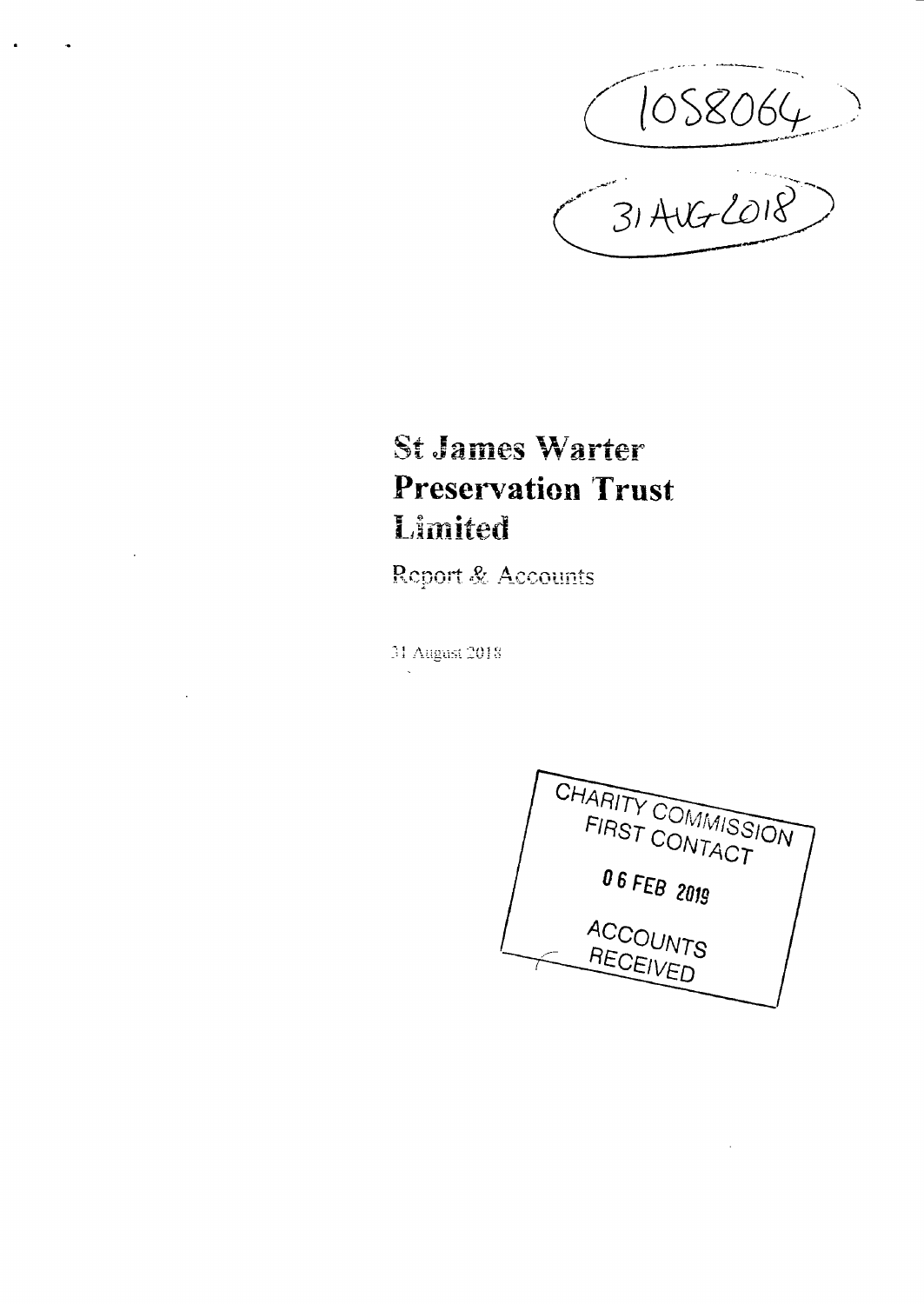1058064

31 AUG 2018

# St James Warter Preservation Trust Limited

Report & Accounts

31 August 2018

CHARITY COMMISSION
FIRST CONTACT

06 FEB 2019

ACCOUNTS
RECEIVED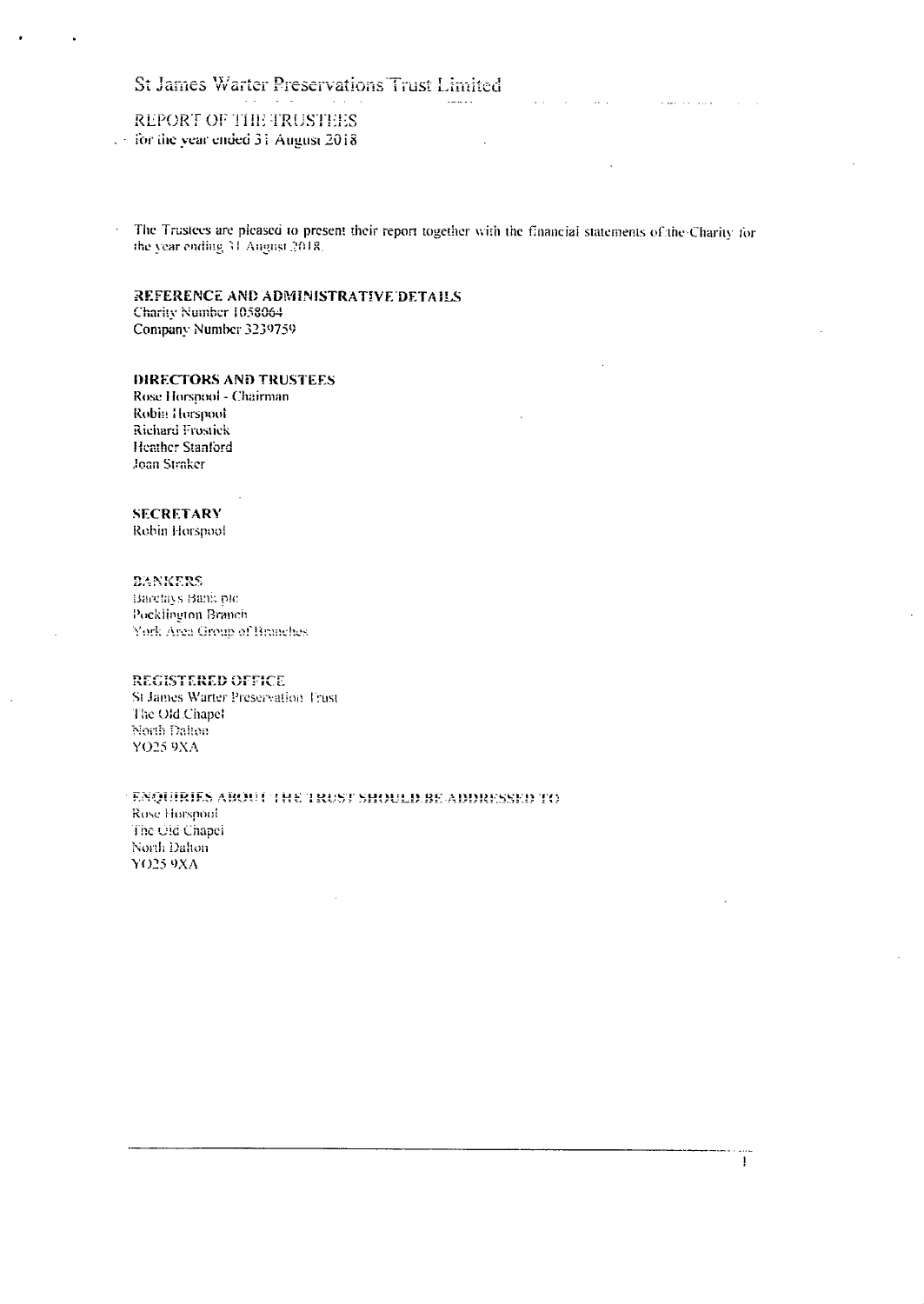# St James Warter Preservations Trust Limited

## REPORT OF THE TRUSTEES

for the year ended 31 August 2018

The Trustees are pleased to present their report together with the financial statements of the Charity for the year ending 31 August 2018.

**REFERENCE AND ADMINISTRATIVE DETAILS**

Charity Number 1058064
Company Number 3239759

**DIRECTORS AND TRUSTEES**

Rose Horspool - Chairman
Robin Horspool
Richard Frostick
Heather Stanford
Joan Straker

**SECRETARY**

Robin Horspool

**BANKERS**

Barclays Bank plc
Pocklington Branch
York Area Group of Branches

**REGISTERED OFFICE**

St James Warter Preservation Trust
The Old Chapel
North Dalton
YO25 9XA

**ENQUIRIES ABOUT THE TRUST SHOULD BE ADDRESSED TO**

Rose Horspool
The Old Chapel
North Dalton
YO25 9XA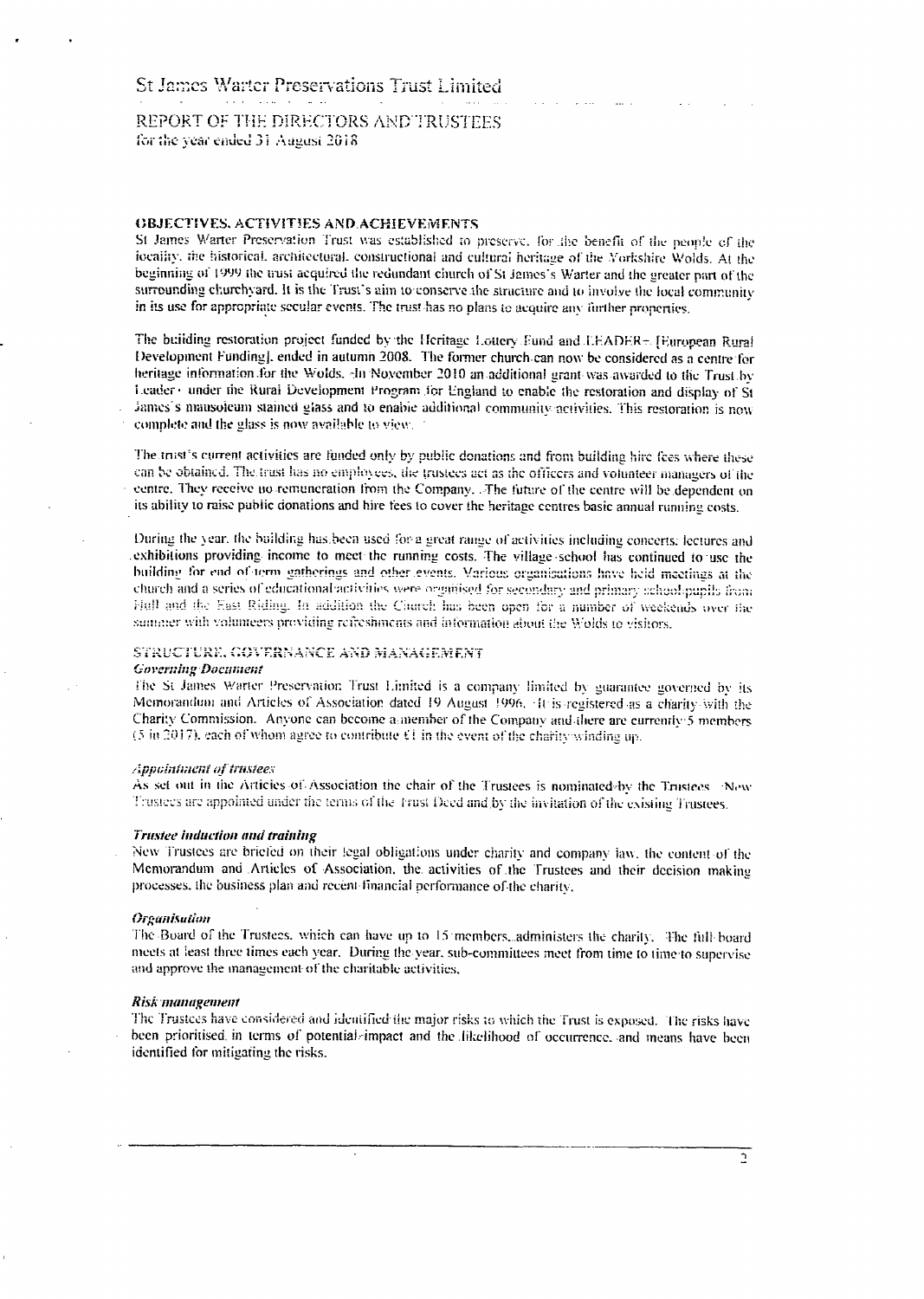# St James Warter Preservations Trust Limited

## REPORT OF THE DIRECTORS AND TRUSTEES
for the year ended 31 August 2018

### OBJECTIVES, ACTIVITIES AND ACHIEVEMENTS

St James Warter Preservation Trust was established to preserve, for the benefit of the people of the locality, the historical, architectural, constructional and cultural heritage of the Yorkshire Wolds. At the beginning of 1999 the trust acquired the redundant church of St James's Warter and the greater part of the surrounding churchyard. It is the Trust's aim to conserve the structure and to involve the local community in its use for appropriate secular events. The trust has no plans to acquire any further properties.

The building restoration project funded by the Heritage Lottery Fund and LEADER+ [European Rural Development Funding], ended in autumn 2008. The former church can now be considered as a centre for heritage information for the Wolds. In November 2010 an additional grant was awarded to the Trust by Leader+ under the Rural Development Program for England to enable the restoration and display of St James's mausoleum stained glass and to enable additional community activities. This restoration is now complete and the glass is now available to view.

The trust's current activities are funded only by public donations and from building hire fees where these can be obtained. The trust has no employees, the trustees act as the officers and volunteer managers of the centre. They receive no remuneration from the Company. The future of the centre will be dependent on its ability to raise public donations and hire fees to cover the heritage centres basic annual running costs.

During the year, the building has been used for a great range of activities including concerts, lectures and exhibitions providing income to meet the running costs. The village school has continued to use the building for end of term gatherings and other events. Various organisations have held meetings at the church and a series of educational activities were organised for secondary and primary school pupils from Hull and the East Riding. In addition the Church has been open for a number of weekends over the summer with volunteers providing refreshments and information about the Wolds to visitors.

### STRUCTURE, GOVERNANCE AND MANAGEMENT

***Governing Document***

The St James Warter Preservation Trust Limited is a company limited by guarantee governed by its Memorandum and Articles of Association dated 19 August 1996. It is registered as a charity with the Charity Commission. Anyone can become a member of the Company and there are currently 5 members (5 in 2017), each of whom agree to contribute £1 in the event of the charity winding up.

***Appointment of trustees***

As set out in the Articles of Association the chair of the Trustees is nominated by the Trustees. New Trustees are appointed under the terms of the Trust Deed and by the invitation of the existing Trustees.

***Trustee induction and training***

New Trustees are briefed on their legal obligations under charity and company law, the content of the Memorandum and Articles of Association, the activities of the Trustees and their decision making processes, the business plan and recent financial performance of the charity.

***Organisation***

The Board of the Trustees, which can have up to 15 members, administers the charity. The full board meets at least three times each year. During the year, sub-committees meet from time to time to supervise and approve the management of the charitable activities.

***Risk management***

The Trustees have considered and identified the major risks to which the Trust is exposed. The risks have been prioritised in terms of potential impact and the likelihood of occurrence, and means have been identified for mitigating the risks.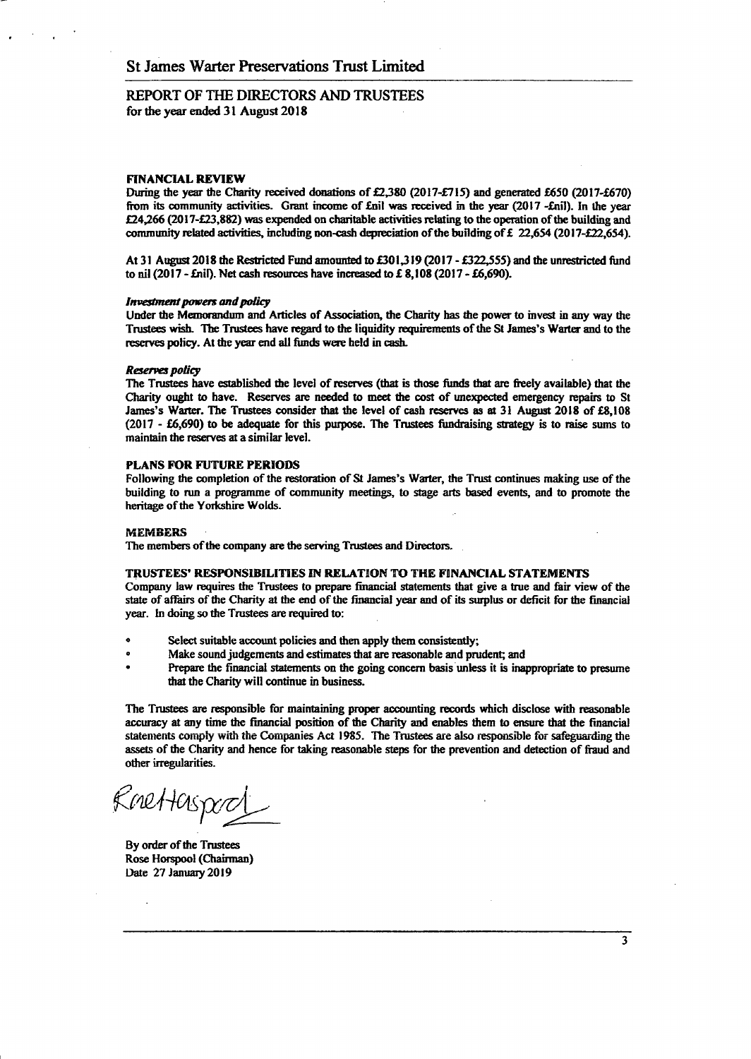St James Warter Preservations Trust Limited

## REPORT OF THE DIRECTORS AND TRUSTEES
for the year ended 31 August 2018

### FINANCIAL REVIEW

During the year the Charity received donations of £2,380 (2017-£715) and generated £650 (2017-£670) from its community activities. Grant income of £nil was received in the year (2017 -£nil). In the year £24,266 (2017-£23,882) was expended on charitable activities relating to the operation of the building and community related activities, including non-cash depreciation of the building of £ 22,654 (2017-£22,654).

At 31 August 2018 the Restricted Fund amounted to £301,319 (2017 - £322,555) and the unrestricted fund to nil (2017 - £nil). Net cash resources have increased to £ 8,108 (2017 - £6,690).

***Investment powers and policy***

Under the Memorandum and Articles of Association, the Charity has the power to invest in any way the Trustees wish. The Trustees have regard to the liquidity requirements of the St James's Warter and to the reserves policy. At the year end all funds were held in cash.

***Reserves policy***

The Trustees have established the level of reserves (that is those funds that are freely available) that the Charity ought to have. Reserves are needed to meet the cost of unexpected emergency repairs to St James's Warter. The Trustees consider that the level of cash reserves as at 31 August 2018 of £8,108 (2017 - £6,690) to be adequate for this purpose. The Trustees fundraising strategy is to raise sums to maintain the reserves at a similar level.

### PLANS FOR FUTURE PERIODS

Following the completion of the restoration of St James's Warter, the Trust continues making use of the building to run a programme of community meetings, to stage arts based events, and to promote the heritage of the Yorkshire Wolds.

### MEMBERS

The members of the company are the serving Trustees and Directors.

### TRUSTEES' RESPONSIBILITIES IN RELATION TO THE FINANCIAL STATEMENTS

Company law requires the Trustees to prepare financial statements that give a true and fair view of the state of affairs of the Charity at the end of the financial year and of its surplus or deficit for the financial year. In doing so the Trustees are required to:

- Select suitable account policies and then apply them consistently;
- Make sound judgements and estimates that are reasonable and prudent; and
- Prepare the financial statements on the going concern basis unless it is inappropriate to presume that the Charity will continue in business.

The Trustees are responsible for maintaining proper accounting records which disclose with reasonable accuracy at any time the financial position of the Charity and enables them to ensure that the financial statements comply with the Companies Act 1985. The Trustees are also responsible for safeguarding the assets of the Charity and hence for taking reasonable steps for the prevention and detection of fraud and other irregularities.

By order of the Trustees
Rose Horspool (Chairman)
Date 27 January 2019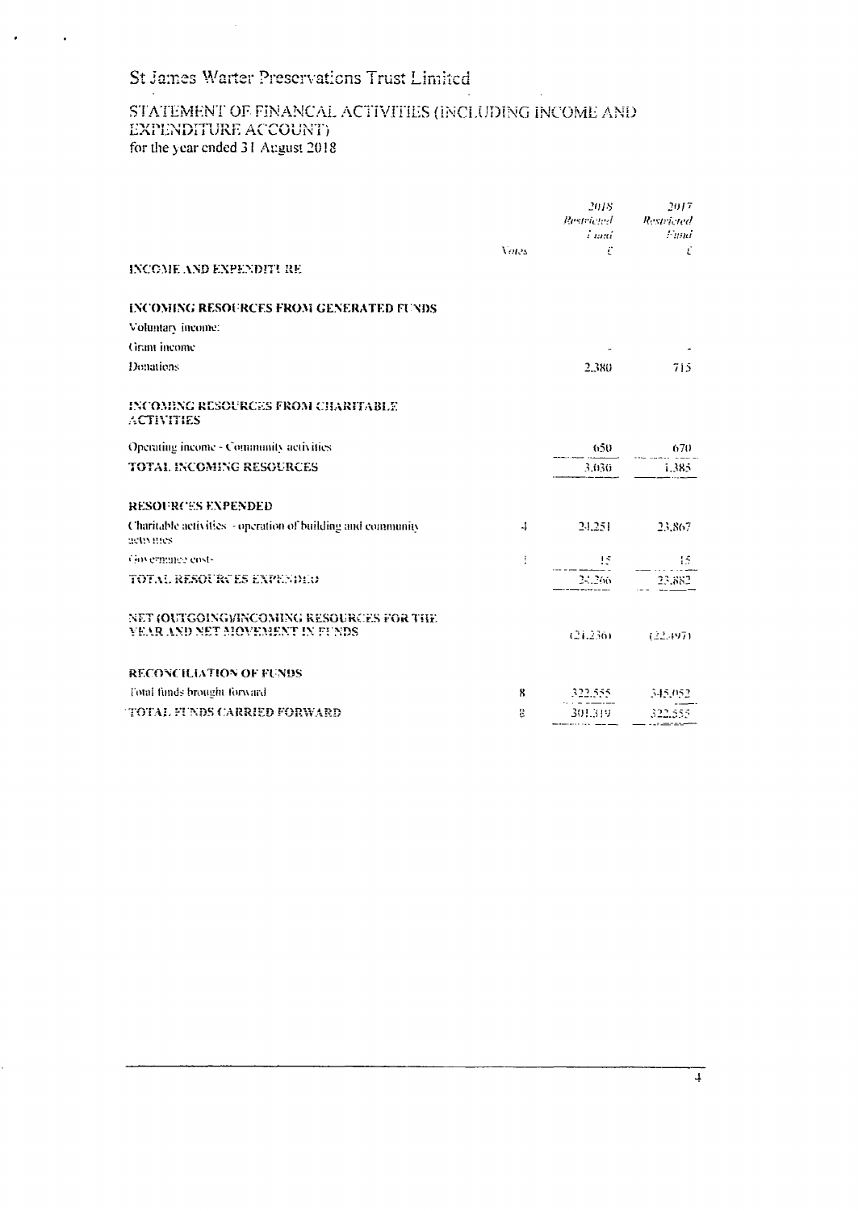# St James Warter Preservations Trust Limited

## STATEMENT OF FINANCAL ACTIVITIES (INCLUDING INCOME AND EXPENDITURE ACCOUNT)

for the year ended 31 August 2018

| | Notes | 2018 *Restricted Fund* £ | 2017 *Restricted Fund* £ |
|---|---|---|---|
| **INCOME AND EXPENDITURE** | | | |
| | | | |
| **INCOMING RESOURCES FROM GENERATED FUNDS** | | | |
| Voluntary income: | | | |
| Grant income | | - | - |
| Donations | | 2,380 | 715 |
| | | | |
| **INCOMING RESOURCES FROM CHARITABLE ACTIVITIES** | | | |
| Operating income - Community activities | | 650 | 670 |
| **TOTAL INCOMING RESOURCES** | | 3,030 | 1,385 |
| | | | |
| **RESOURCES EXPENDED** | | | |
| Charitable activities - operation of building and community activities | 4 | 24,251 | 23,867 |
| Governance costs | 5 | 15 | 15 |
| **TOTAL RESOURCES EXPENDED** | | 24,266 | 23,882 |
| | | | |
| **NET (OUTGOING)/INCOMING RESOURCES FOR THE YEAR AND NET MOVEMENT IN FUNDS** | | (21,236) | (22,497) |
| | | | |
| **RECONCILIATION OF FUNDS** | | | |
| Total funds brought forward | 8 | 322,555 | 345,052 |
| **TOTAL FUNDS CARRIED FORWARD** | 8 | 301,319 | 322,555 |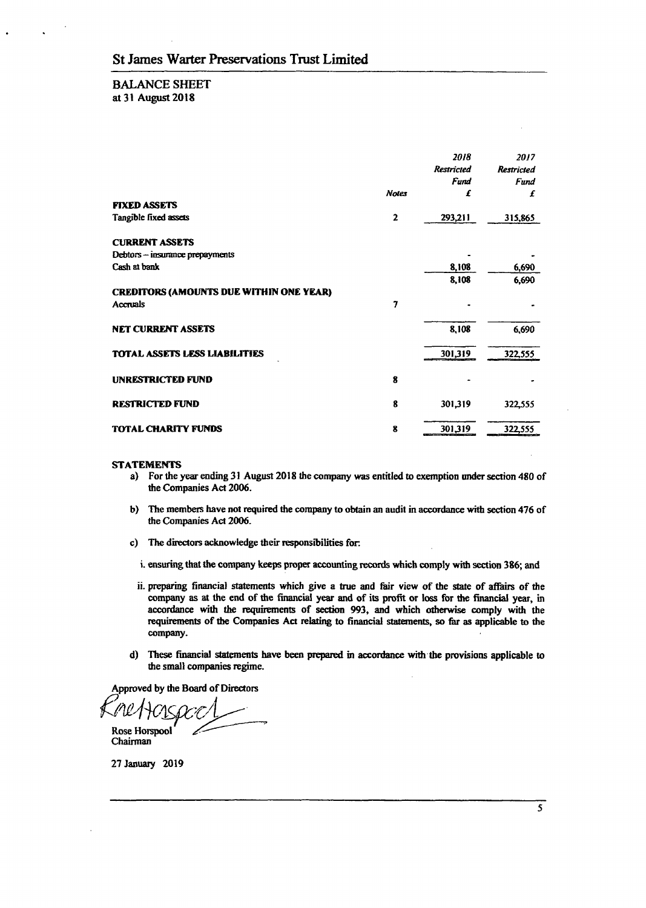# St James Warter Preservations Trust Limited

## BALANCE SHEET
at 31 August 2018

| | Notes | *2018 Restricted Fund £* | *2017 Restricted Fund £* |
|---|---|---|---|
| **FIXED ASSETS** | | | |
| Tangible fixed assets | 2 | 293,211 | 315,865 |
| **CURRENT ASSETS** | | | |
| Debtors – insurance prepayments | | - | - |
| Cash at bank | | 8,108 | 6,690 |
| | | 8,108 | 6,690 |
| **CREDITORS (AMOUNTS DUE WITHIN ONE YEAR)** | | | |
| Accruals | 7 | - | - |
| **NET CURRENT ASSETS** | | 8,108 | 6,690 |
| **TOTAL ASSETS LESS LIABILITIES** | | 301,319 | 322,555 |
| **UNRESTRICTED FUND** | 8 | - | - |
| **RESTRICTED FUND** | 8 | 301,319 | 322,555 |
| **TOTAL CHARITY FUNDS** | 8 | 301,319 | 322,555 |

### STATEMENTS

a) For the year ending 31 August 2018 the company was entitled to exemption under section 480 of the Companies Act 2006.

b) The members have not required the company to obtain an audit in accordance with section 476 of the Companies Act 2006.

c) The directors acknowledge their responsibilities for:

   i. ensuring that the company keeps proper accounting records which comply with section 386; and

   ii. preparing financial statements which give a true and fair view of the state of affairs of the company as at the end of the financial year and of its profit or loss for the financial year, in accordance with the requirements of section 993, and which otherwise comply with the requirements of the Companies Act relating to financial statements, so far as applicable to the company.

d) These financial statements have been prepared in accordance with the provisions applicable to the small companies regime.

Approved by the Board of Directors

Rose Horspool
Chairman

27 January 2019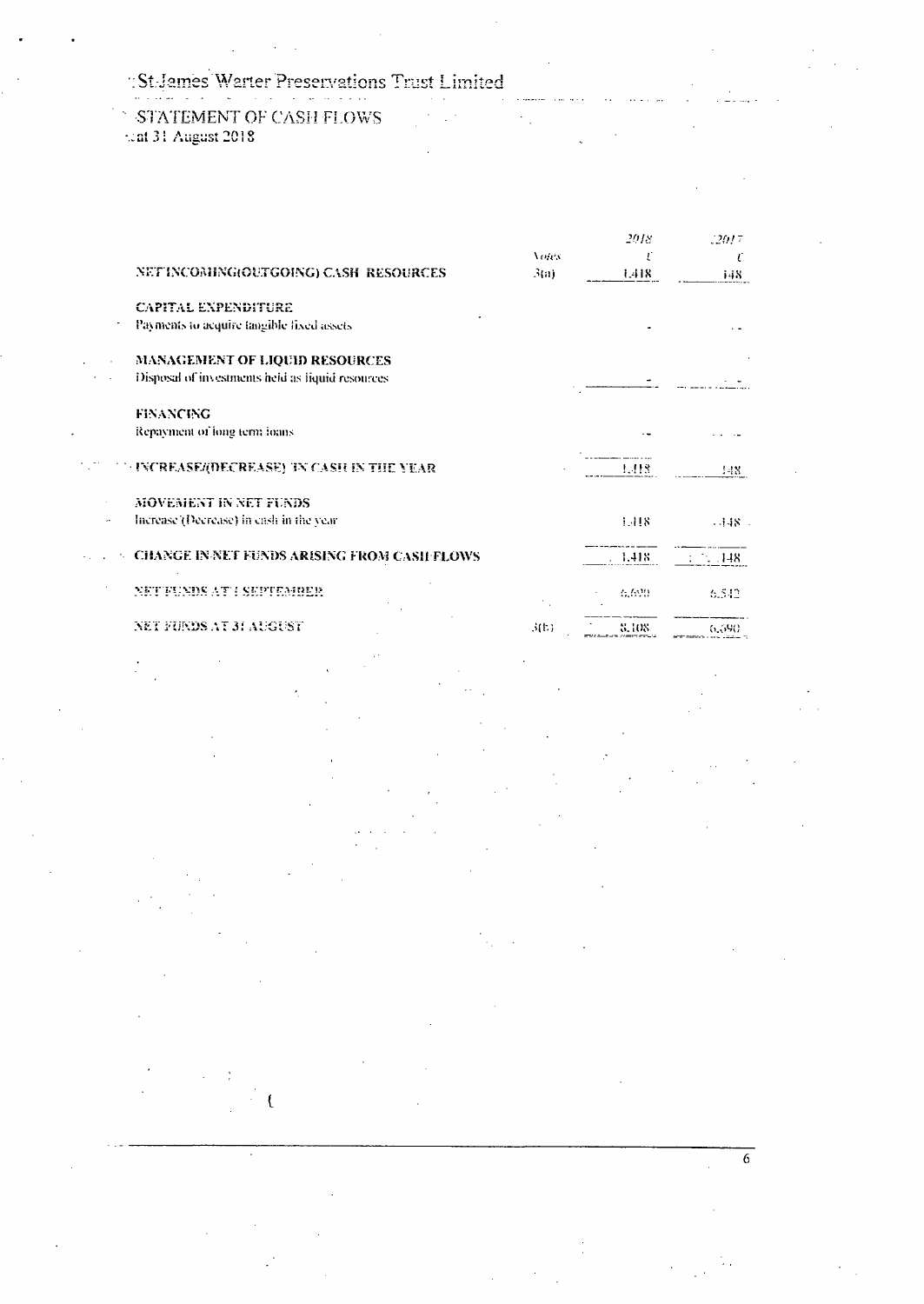# St James Warter Preservations Trust Limited

## STATEMENT OF CASH FLOWS
at 31 August 2018

| | Notes | 2018 £ | 2017 £ |
|---|---|---|---|
| **NET INCOMING(OUTGOING) CASH RESOURCES** | 3(a) | 1,418 | 148 |
| **CAPITAL EXPENDITURE** | | | |
| Payments to acquire tangible fixed assets | | - | - |
| **MANAGEMENT OF LIQUID RESOURCES** | | | |
| Disposal of investments held as liquid resources | | - | - |
| **FINANCING** | | | |
| Repayment of long term loans | | - | - |
| **INCREASE/(DECREASE) IN CASH IN THE YEAR** | | 1,418 | 148 |
| **MOVEMENT IN NET FUNDS** | | | |
| Increase/(Decrease) in cash in the year | | 1,418 | 148 |
| **CHANGE IN NET FUNDS ARISING FROM CASH FLOWS** | | 1,418 | 148 |
| **NET FUNDS AT 1 SEPTEMBER** | | 6,690 | 6,542 |
| **NET FUNDS AT 31 AUGUST** | 3(b) | 8,108 | 6,690 |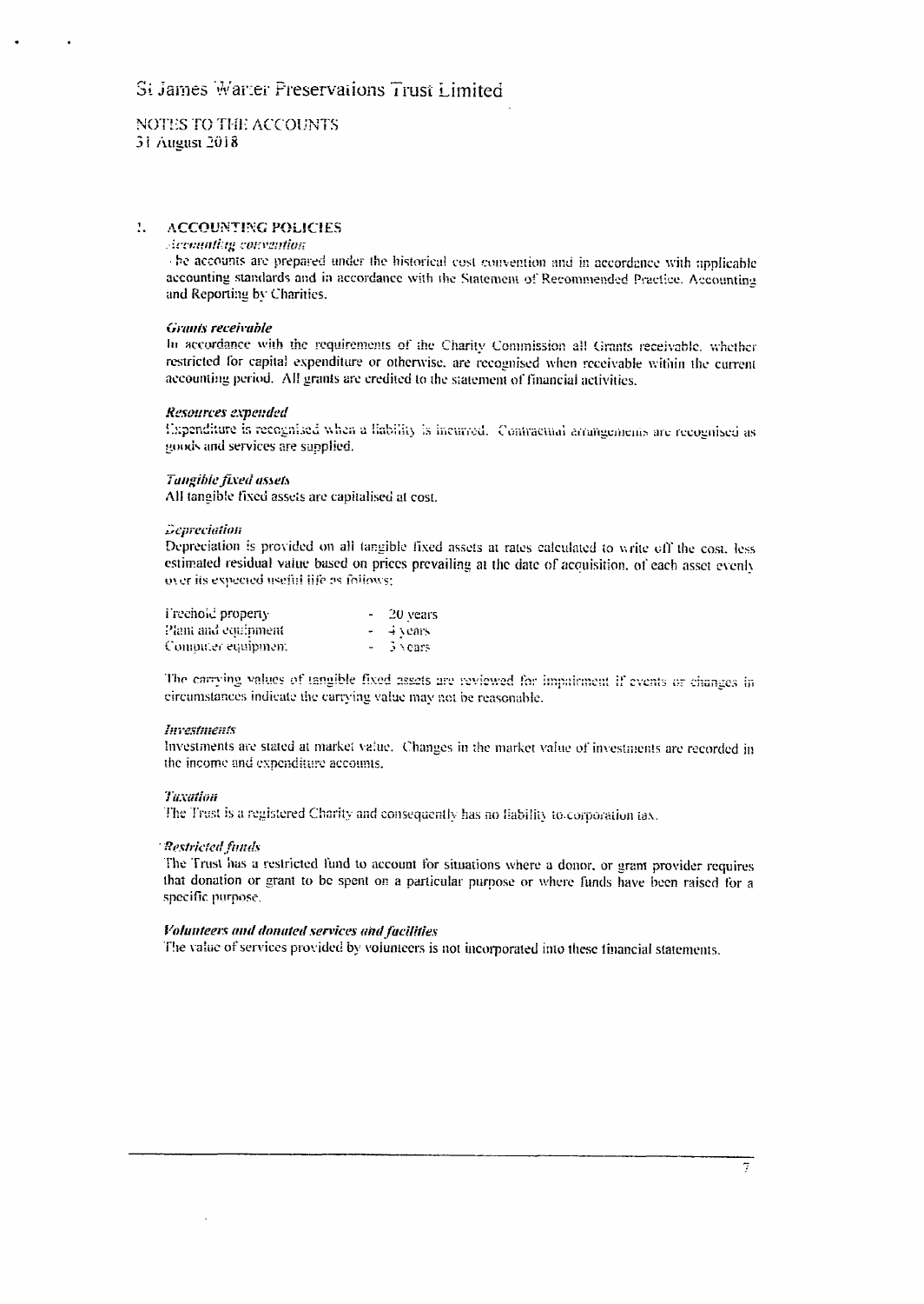# St James Warter Preservations Trust Limited

NOTES TO THE ACCOUNTS
31 August 2018

## 1. ACCOUNTING POLICIES

*Accounting convention*

The accounts are prepared under the historical cost convention and in accordance with applicable accounting standards and in accordance with the Statement of Recommended Practice. Accounting and Reporting by Charities.

***Grants receivable***

In accordance with the requirements of the Charity Commission all Grants receivable, whether restricted for capital expenditure or otherwise, are recognised when receivable within the current accounting period. All grants are credited to the statement of financial activities.

***Resources expended***

Expenditure is recognised when a liability is incurred. Contractual arrangements are recognised as goods and services are supplied.

***Tangible fixed assets***

All tangible fixed assets are capitalised at cost.

***Depreciation***

Depreciation is provided on all tangible fixed assets at rates calculated to write off the cost, less estimated residual value based on prices prevailing at the date of acquisition, of each asset evenly over its expected useful life as follows:

| | |
|---|---|
| Freehold property | - 20 years |
| Plant and equipment | - 4 years |
| Computer equipment | - 3 years |

The carrying values of tangible fixed assets are reviewed for impairment if events or changes in circumstances indicate the carrying value may not be reasonable.

***Investments***

Investments are stated at market value. Changes in the market value of investments are recorded in the income and expenditure accounts.

***Taxation***

The Trust is a registered Charity and consequently has no liability to corporation tax.

***Restricted funds***

The Trust has a restricted fund to account for situations where a donor, or grant provider requires that donation or grant to be spent on a particular purpose or where funds have been raised for a specific purpose.

***Volunteers and donated services and facilities***

The value of services provided by volunteers is not incorporated into these financial statements.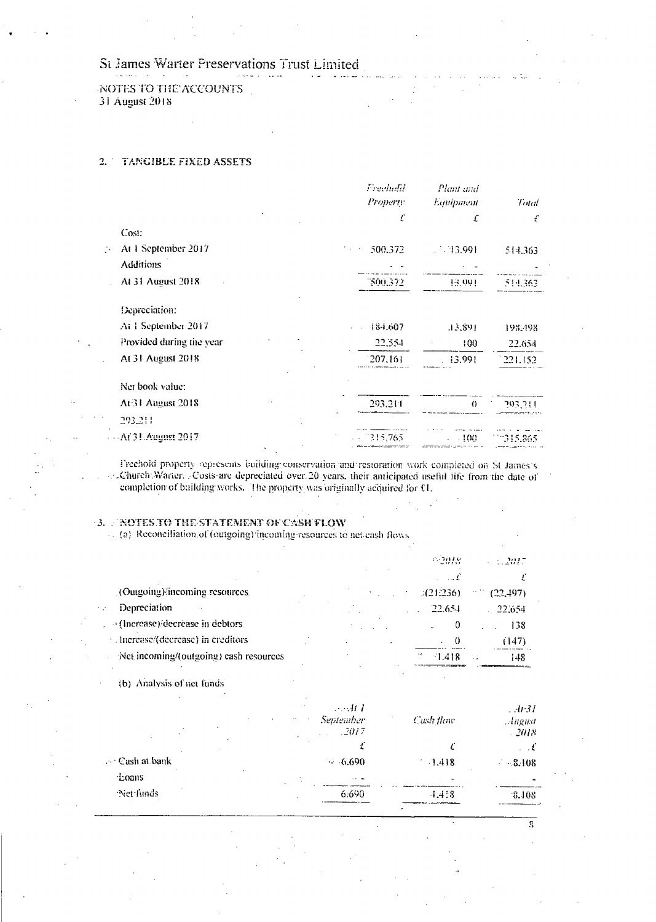St James Warter Preservations Trust Limited

NOTES TO THE ACCOUNTS
31 August 2018

## 2. TANGIBLE FIXED ASSETS

| | *Freehold Property* | *Plant and Equipment* | *Total* |
|---|---|---|---|
| | £ | £ | £ |
| Cost: | | | |
| At 1 September 2017 | 500,372 | 13,991 | 514,363 |
| Additions | - | - | - |
| At 31 August 2018 | 500,372 | 13,991 | 514,363 |
| Depreciation: | | | |
| At 1 September 2017 | 184,607 | 13,891 | 198,498 |
| Provided during the year | 22,554 | 100 | 22,654 |
| At 31 August 2018 | 207,161 | 13,991 | 221,152 |
| Net book value: | | | |
| At 31 August 2018 | 293,211 | 0 | 293,211 |
| 293,211 | | | |
| At 31 August 2017 | 315,765 | 100 | 315,865 |

Freehold property represents building conservation and restoration work completed on St James's Church Warter. Costs are depreciated over 20 years, their anticipated useful life from the date of completion of building works. The property was originally acquired for £1.

## 3. NOTES TO THE STATEMENT OF CASH FLOW

(a) Reconciliation of (outgoing)/incoming resources to net cash flows

| | *2018* | *2017* |
|---|---|---|
| | £ | £ |
| (Outgoing)/incoming resources | (21,236) | (22,497) |
| Depreciation | 22,654 | 22,654 |
| (Increase)/decrease in debtors | 0 | 138 |
| Increase/(decrease) in creditors | 0 | (147) |
| Net incoming/(outgoing) cash resources | 1,418 | 148 |

(b) Analysis of net funds

| | *At 1 September 2017* | *Cash flow* | *At 31 August 2018* |
|---|---|---|---|
| | £ | £ | £ |
| Cash at bank | 6,690 | 1,418 | 8,108 |
| Loans | - | - | - |
| Net funds | 6,690 | 1,418 | 8,108 |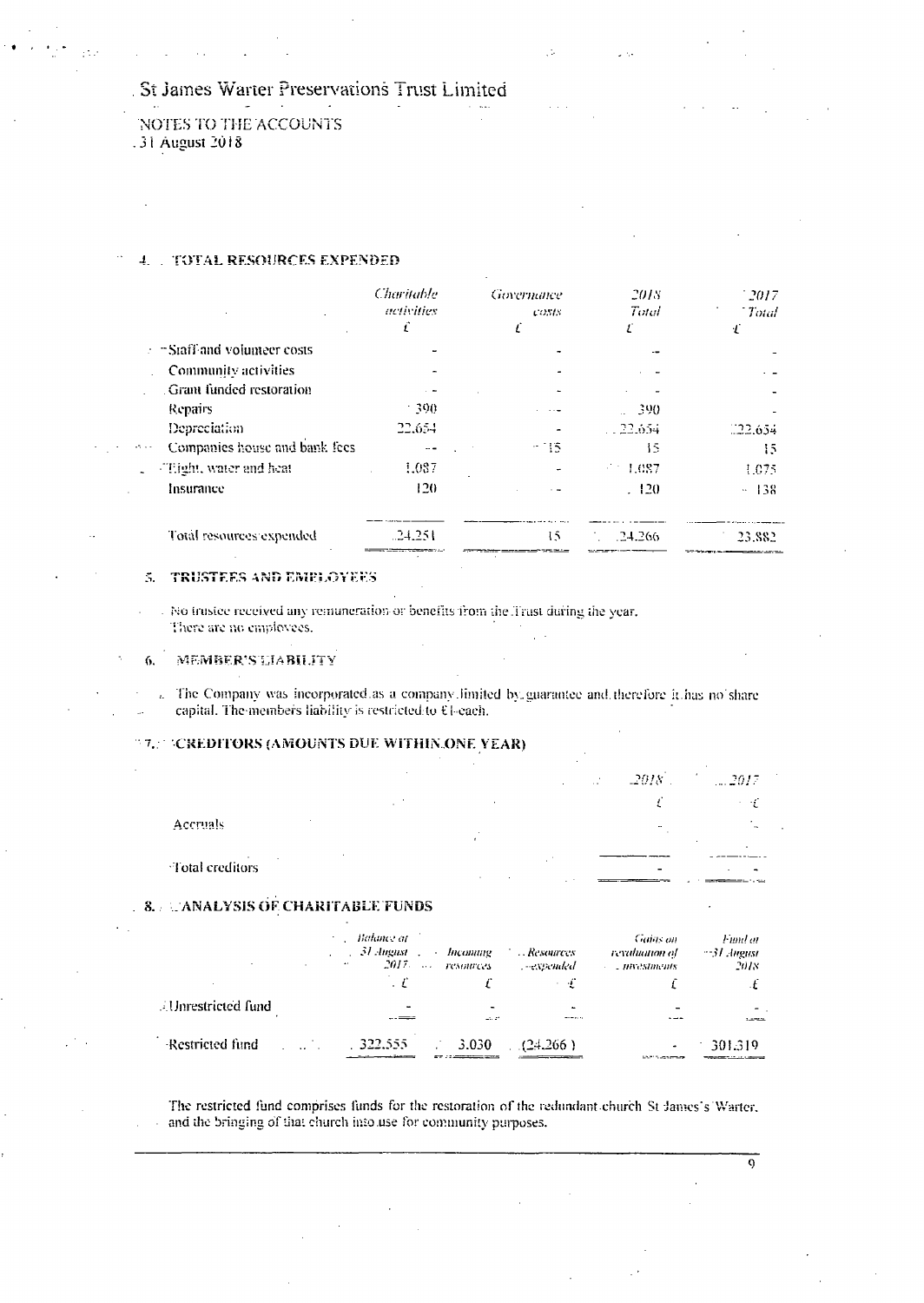# St James Warter Preservations Trust Limited

NOTES TO THE ACCOUNTS
31 August 2018

## 4. TOTAL RESOURCES EXPENDED

| | *Charitable activities* £ | *Governance costs* £ | *2018 Total* £ | *2017 Total* £ |
|---|---|---|---|---|
| Staff and volunteer costs | - | - | - | - |
| Community activities | - | - | - | - |
| Grant funded restoration | - | - | - | - |
| Repairs | 390 | - | 390 | - |
| Depreciation | 22,654 | - | 22,654 | 22,654 |
| Companies house and bank fees | - | 15 | 15 | 15 |
| Light, water and heat | 1,087 | - | 1,087 | 1,075 |
| Insurance | 120 | - | 120 | 138 |
| Total resources expended | 24,251 | 15 | 24,266 | 23,882 |

## 5. TRUSTEES AND EMPLOYEES

No trustee received any remuneration or benefits from the Trust during the year.
There are no employees.

## 6. MEMBER'S LIABILITY

The Company was incorporated as a company limited by guarantee and therefore it has no share capital. The members liability is restricted to £1 each.

## 7. CREDITORS (AMOUNTS DUE WITHIN ONE YEAR)

| | *2018* £ | *2017* £ |
|---|---|---|
| Accruals | - | - |
| Total creditors | - | - |

## 8. ANALYSIS OF CHARITABLE FUNDS

| | *Balance at 31 August 2017* £ | *Incoming resources* £ | *Resources expended* £ | *Gains on revaluation of investments* £ | *Fund at 31 August 2018* £ |
|---|---|---|---|---|---|
| Unrestricted fund | - | - | - | - | - |
| Restricted fund | 322,555 | 3,030 | (24,266) | - | 301,319 |

The restricted fund comprises funds for the restoration of the redundant church St James's Warter, and the bringing of that church into use for community purposes.